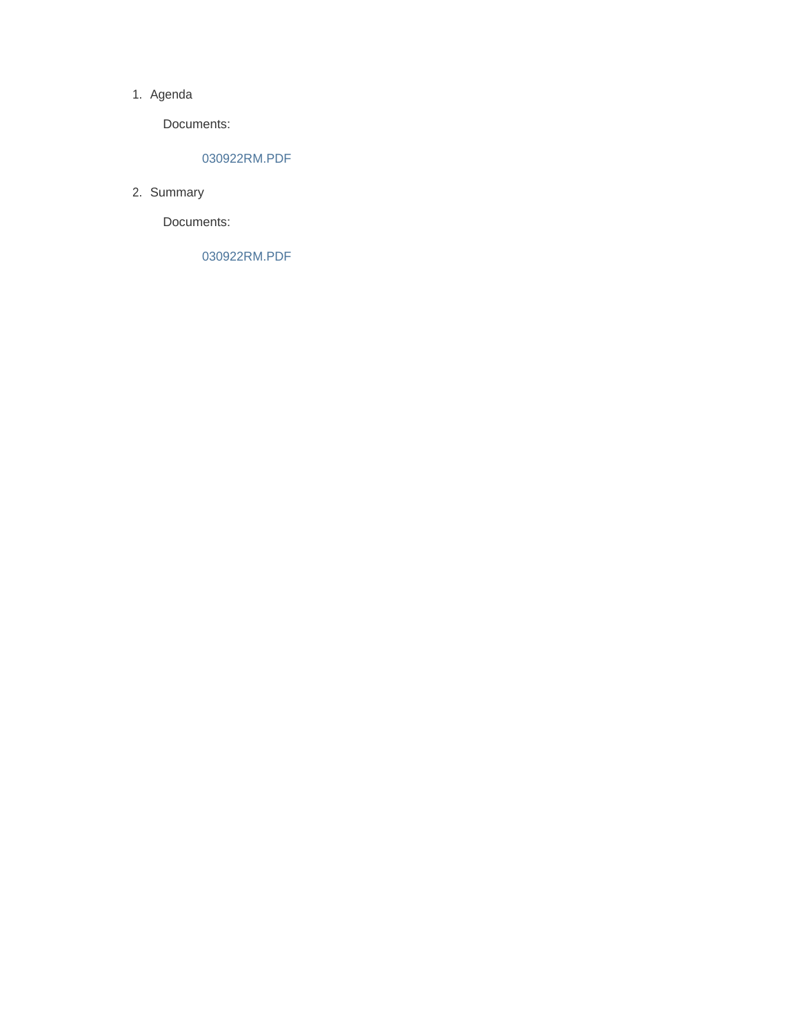1. Agenda

   Documents:

   030922RM.PDF

2. Summary

   Documents:

   030922RM.PDF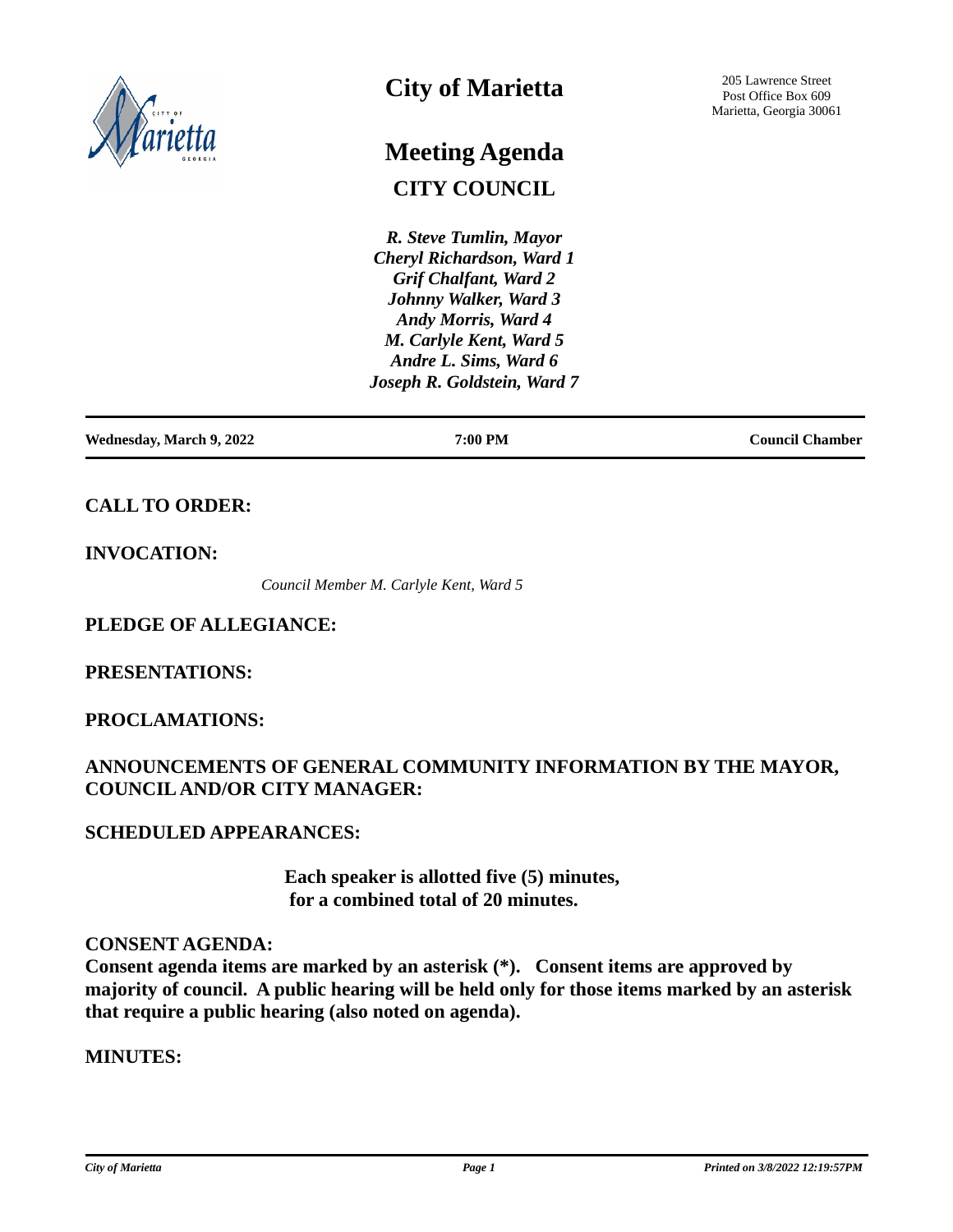# City of Marietta

205 Lawrence Street
Post Office Box 609
Marietta, Georgia 30061

# Meeting Agenda

## CITY COUNCIL

*R. Steve Tumlin, Mayor*
*Cheryl Richardson, Ward 1*
*Grif Chalfant, Ward 2*
*Johnny Walker, Ward 3*
*Andy Morris, Ward 4*
*M. Carlyle Kent, Ward 5*
*Andre L. Sims, Ward 6*
*Joseph R. Goldstein, Ward 7*

**Wednesday, March 9, 2022** | **7:00 PM** | **Council Chamber**

## CALL TO ORDER:

## INVOCATION:

*Council Member M. Carlyle Kent, Ward 5*

## PLEDGE OF ALLEGIANCE:

## PRESENTATIONS:

## PROCLAMATIONS:

## ANNOUNCEMENTS OF GENERAL COMMUNITY INFORMATION BY THE MAYOR, COUNCIL AND/OR CITY MANAGER:

## SCHEDULED APPEARANCES:

**Each speaker is allotted five (5) minutes, for a combined total of 20 minutes.**

## CONSENT AGENDA:

**Consent agenda items are marked by an asterisk (*). Consent items are approved by majority of council. A public hearing will be held only for those items marked by an asterisk that require a public hearing (also noted on agenda).**

## MINUTES: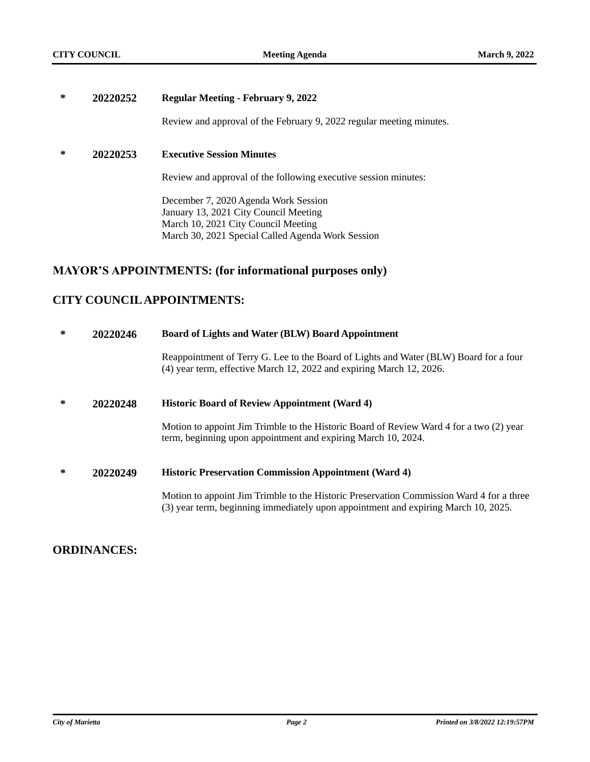\* **20220252** **Regular Meeting - February 9, 2022**

Review and approval of the February 9, 2022 regular meeting minutes.

\* **20220253** **Executive Session Minutes**

Review and approval of the following executive session minutes:

December 7, 2020 Agenda Work Session
January 13, 2021 City Council Meeting
March 10, 2021 City Council Meeting
March 30, 2021 Special Called Agenda Work Session

## MAYOR'S APPOINTMENTS: (for informational purposes only)

## CITY COUNCIL APPOINTMENTS:

\* **20220246** **Board of Lights and Water (BLW) Board Appointment**

Reappointment of Terry G. Lee to the Board of Lights and Water (BLW) Board for a four (4) year term, effective March 12, 2022 and expiring March 12, 2026.

\* **20220248** **Historic Board of Review Appointment (Ward 4)**

Motion to appoint Jim Trimble to the Historic Board of Review Ward 4 for a two (2) year term, beginning upon appointment and expiring March 10, 2024.

\* **20220249** **Historic Preservation Commission Appointment (Ward 4)**

Motion to appoint Jim Trimble to the Historic Preservation Commission Ward 4 for a three (3) year term, beginning immediately upon appointment and expiring March 10, 2025.

## ORDINANCES: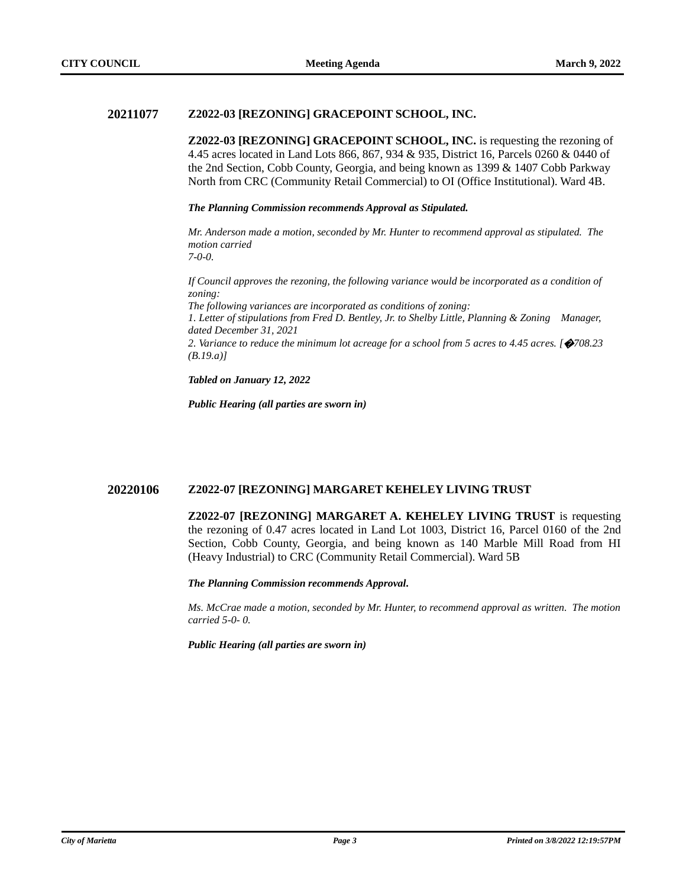## 20211077 Z2022-03 [REZONING] GRACEPOINT SCHOOL, INC.

**Z2022-03 [REZONING] GRACEPOINT SCHOOL, INC.** is requesting the rezoning of 4.45 acres located in Land Lots 866, 867, 934 & 935, District 16, Parcels 0260 & 0440 of the 2nd Section, Cobb County, Georgia, and being known as 1399 & 1407 Cobb Parkway North from CRC (Community Retail Commercial) to OI (Office Institutional). Ward 4B.

***The Planning Commission recommends Approval as Stipulated.***

*Mr. Anderson made a motion, seconded by Mr. Hunter to recommend approval as stipulated. The motion carried 7-0-0.*

*If Council approves the rezoning, the following variance would be incorporated as a condition of zoning:*
*The following variances are incorporated as conditions of zoning:*
*1. Letter of stipulations from Fred D. Bentley, Jr. to Shelby Little, Planning & Zoning Manager, dated December 31, 2021*
*2. Variance to reduce the minimum lot acreage for a school from 5 acres to 4.45 acres. [�708.23 (B.19.a)]*

***Tabled on January 12, 2022***

***Public Hearing (all parties are sworn in)***

## 20220106 Z2022-07 [REZONING] MARGARET KEHELEY LIVING TRUST

**Z2022-07 [REZONING] MARGARET A. KEHELEY LIVING TRUST** is requesting the rezoning of 0.47 acres located in Land Lot 1003, District 16, Parcel 0160 of the 2nd Section, Cobb County, Georgia, and being known as 140 Marble Mill Road from HI (Heavy Industrial) to CRC (Community Retail Commercial). Ward 5B

***The Planning Commission recommends Approval.***

*Ms. McCrae made a motion, seconded by Mr. Hunter, to recommend approval as written. The motion carried 5-0- 0.*

***Public Hearing (all parties are sworn in)***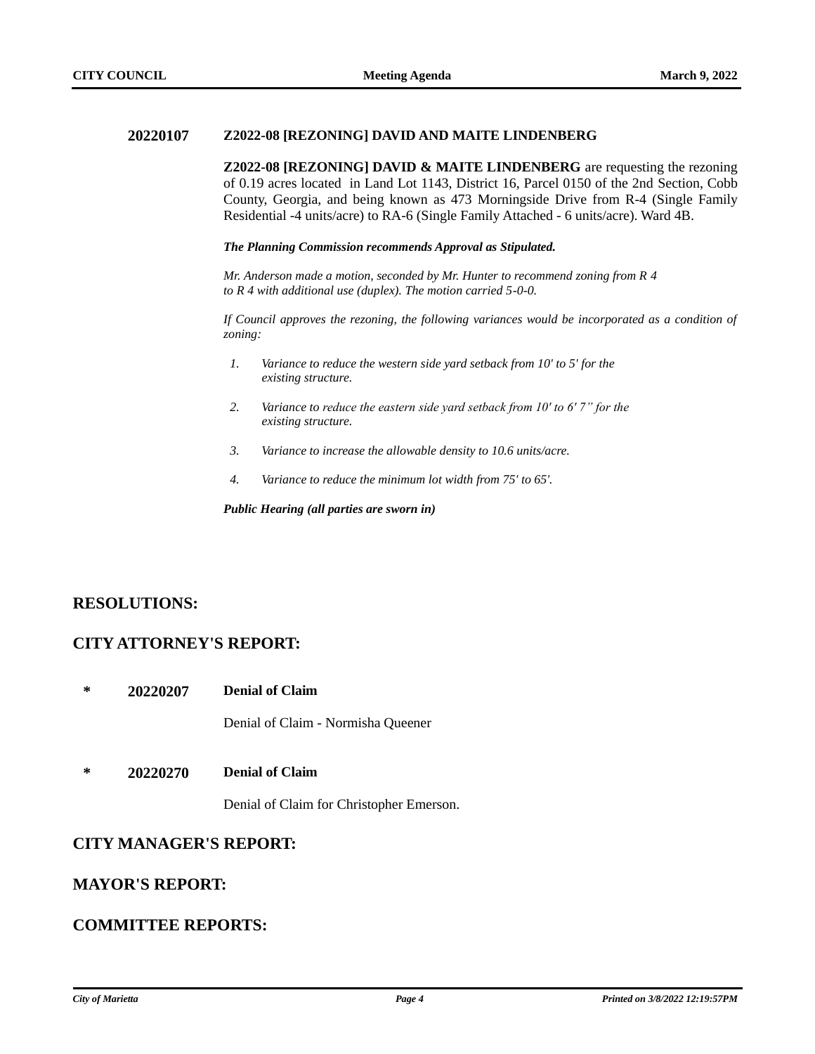**20220107** **Z2022-08 [REZONING] DAVID AND MAITE LINDENBERG**

**Z2022-08 [REZONING] DAVID & MAITE LINDENBERG** are requesting the rezoning of 0.19 acres located in Land Lot 1143, District 16, Parcel 0150 of the 2nd Section, Cobb County, Georgia, and being known as 473 Morningside Drive from R-4 (Single Family Residential -4 units/acre) to RA-6 (Single Family Attached - 6 units/acre). Ward 4B.

***The Planning Commission recommends Approval as Stipulated.***

*Mr. Anderson made a motion, seconded by Mr. Hunter to recommend zoning from R 4 to R 4 with additional use (duplex). The motion carried 5-0-0.*

*If Council approves the rezoning, the following variances would be incorporated as a condition of zoning:*

1. *Variance to reduce the western side yard setback from 10' to 5' for the existing structure.*
2. *Variance to reduce the eastern side yard setback from 10′ to 6′ 7” for the existing structure.*
3. *Variance to increase the allowable density to 10.6 units/acre.*
4. *Variance to reduce the minimum lot width from 75' to 65'.*

***Public Hearing (all parties are sworn in)***

## RESOLUTIONS:

## CITY ATTORNEY'S REPORT:

\* **20220207** **Denial of Claim**

Denial of Claim - Normisha Queener

\* **20220270** **Denial of Claim**

Denial of Claim for Christopher Emerson.

## CITY MANAGER'S REPORT:

## MAYOR'S REPORT:

## COMMITTEE REPORTS: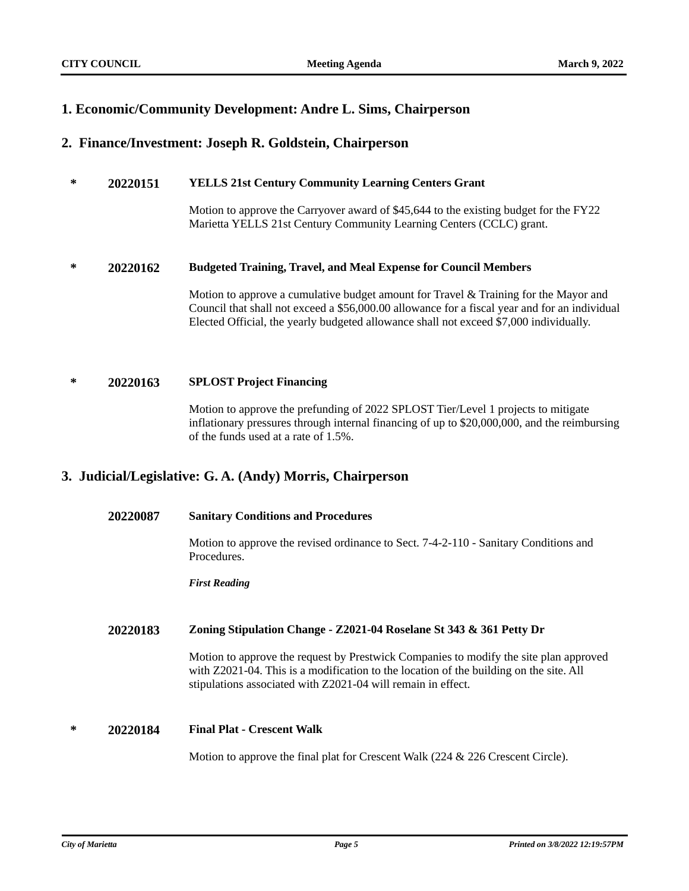## 1. Economic/Community Development: Andre L. Sims, Chairperson

## 2. Finance/Investment: Joseph R. Goldstein, Chairperson

\* **20220151** **YELLS 21st Century Community Learning Centers Grant**

Motion to approve the Carryover award of $45,644 to the existing budget for the FY22 Marietta YELLS 21st Century Community Learning Centers (CCLC) grant.

\* **20220162** **Budgeted Training, Travel, and Meal Expense for Council Members**

Motion to approve a cumulative budget amount for Travel & Training for the Mayor and Council that shall not exceed a $56,000.00 allowance for a fiscal year and for an individual Elected Official, the yearly budgeted allowance shall not exceed $7,000 individually.

\* **20220163** **SPLOST Project Financing**

Motion to approve the prefunding of 2022 SPLOST Tier/Level 1 projects to mitigate inflationary pressures through internal financing of up to $20,000,000, and the reimbursing of the funds used at a rate of 1.5%.

## 3. Judicial/Legislative: G. A. (Andy) Morris, Chairperson

**20220087** **Sanitary Conditions and Procedures**

Motion to approve the revised ordinance to Sect. 7-4-2-110 - Sanitary Conditions and Procedures.

***First Reading***

**20220183** **Zoning Stipulation Change - Z2021-04 Roselane St 343 & 361 Petty Dr**

Motion to approve the request by Prestwick Companies to modify the site plan approved with Z2021-04. This is a modification to the location of the building on the site. All stipulations associated with Z2021-04 will remain in effect.

\* **20220184** **Final Plat - Crescent Walk**

Motion to approve the final plat for Crescent Walk (224 & 226 Crescent Circle).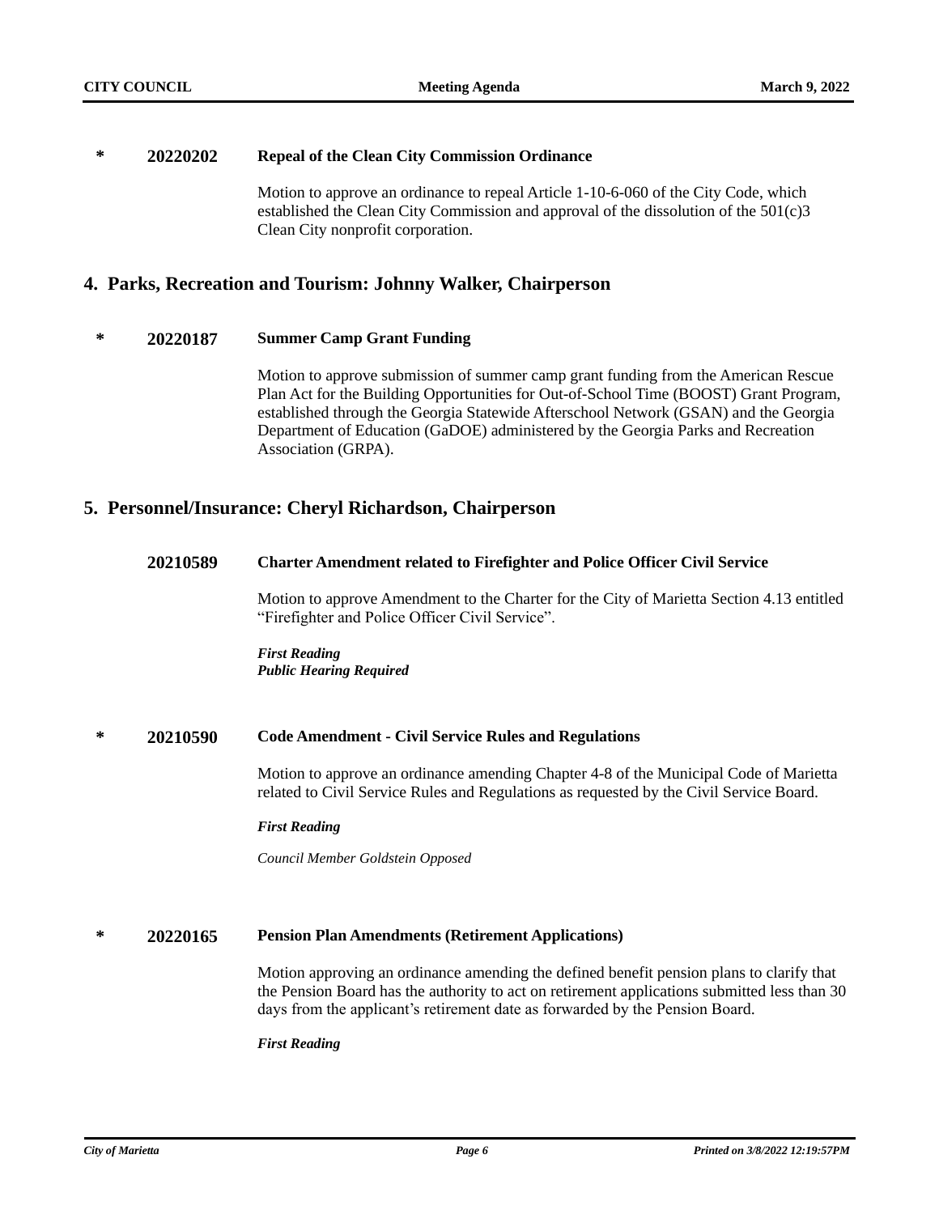**\*** **20220202** **Repeal of the Clean City Commission Ordinance**

Motion to approve an ordinance to repeal Article 1-10-6-060 of the City Code, which established the Clean City Commission and approval of the dissolution of the 501(c)3 Clean City nonprofit corporation.

## 4. Parks, Recreation and Tourism: Johnny Walker, Chairperson

**\*** **20220187** **Summer Camp Grant Funding**

Motion to approve submission of summer camp grant funding from the American Rescue Plan Act for the Building Opportunities for Out-of-School Time (BOOST) Grant Program, established through the Georgia Statewide Afterschool Network (GSAN) and the Georgia Department of Education (GaDOE) administered by the Georgia Parks and Recreation Association (GRPA).

## 5. Personnel/Insurance: Cheryl Richardson, Chairperson

**20210589** **Charter Amendment related to Firefighter and Police Officer Civil Service**

Motion to approve Amendment to the Charter for the City of Marietta Section 4.13 entitled "Firefighter and Police Officer Civil Service".

***First Reading***
***Public Hearing Required***

**\*** **20210590** **Code Amendment - Civil Service Rules and Regulations**

Motion to approve an ordinance amending Chapter 4-8 of the Municipal Code of Marietta related to Civil Service Rules and Regulations as requested by the Civil Service Board.

***First Reading***

*Council Member Goldstein Opposed*

**\*** **20220165** **Pension Plan Amendments (Retirement Applications)**

Motion approving an ordinance amending the defined benefit pension plans to clarify that the Pension Board has the authority to act on retirement applications submitted less than 30 days from the applicant's retirement date as forwarded by the Pension Board.

***First Reading***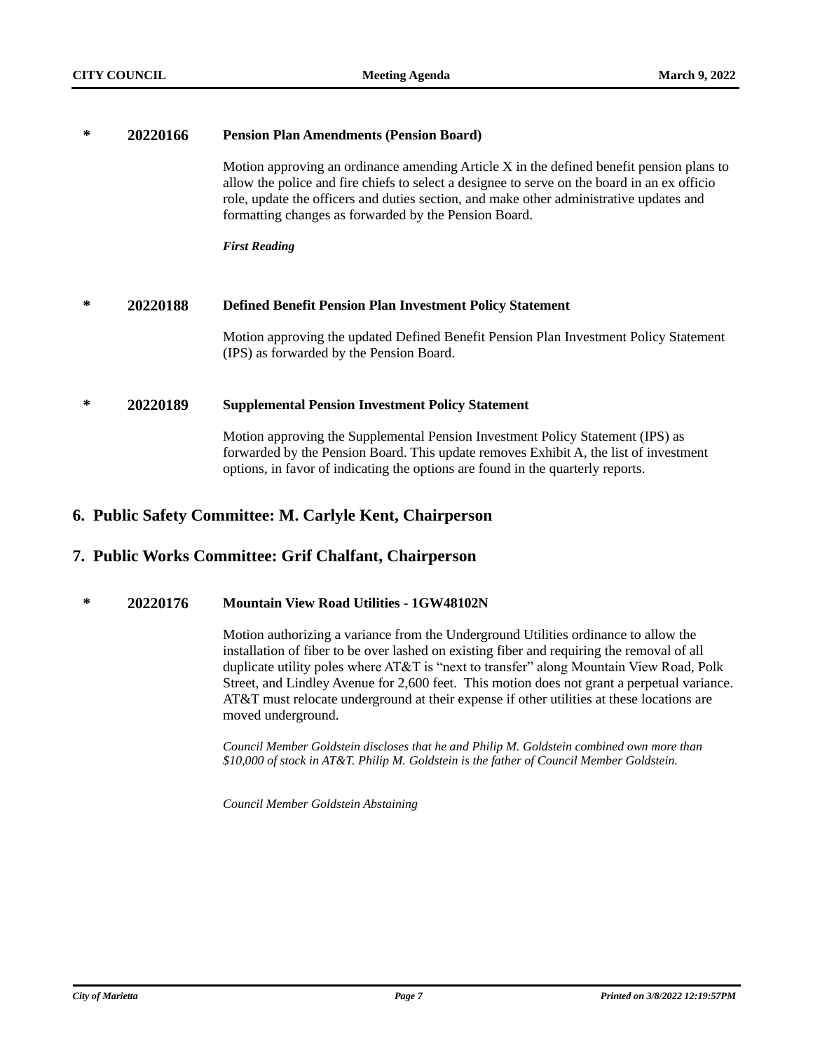**\*** **20220166** **Pension Plan Amendments (Pension Board)**

Motion approving an ordinance amending Article X in the defined benefit pension plans to allow the police and fire chiefs to select a designee to serve on the board in an ex officio role, update the officers and duties section, and make other administrative updates and formatting changes as forwarded by the Pension Board.

***First Reading***

**\*** **20220188** **Defined Benefit Pension Plan Investment Policy Statement**

Motion approving the updated Defined Benefit Pension Plan Investment Policy Statement (IPS) as forwarded by the Pension Board.

**\*** **20220189** **Supplemental Pension Investment Policy Statement**

Motion approving the Supplemental Pension Investment Policy Statement (IPS) as forwarded by the Pension Board. This update removes Exhibit A, the list of investment options, in favor of indicating the options are found in the quarterly reports.

## 6. Public Safety Committee: M. Carlyle Kent, Chairperson

## 7. Public Works Committee: Grif Chalfant, Chairperson

**\*** **20220176** **Mountain View Road Utilities - 1GW48102N**

Motion authorizing a variance from the Underground Utilities ordinance to allow the installation of fiber to be over lashed on existing fiber and requiring the removal of all duplicate utility poles where AT&T is "next to transfer" along Mountain View Road, Polk Street, and Lindley Avenue for 2,600 feet. This motion does not grant a perpetual variance. AT&T must relocate underground at their expense if other utilities at these locations are moved underground.

*Council Member Goldstein discloses that he and Philip M. Goldstein combined own more than $10,000 of stock in AT&T. Philip M. Goldstein is the father of Council Member Goldstein.*

*Council Member Goldstein Abstaining*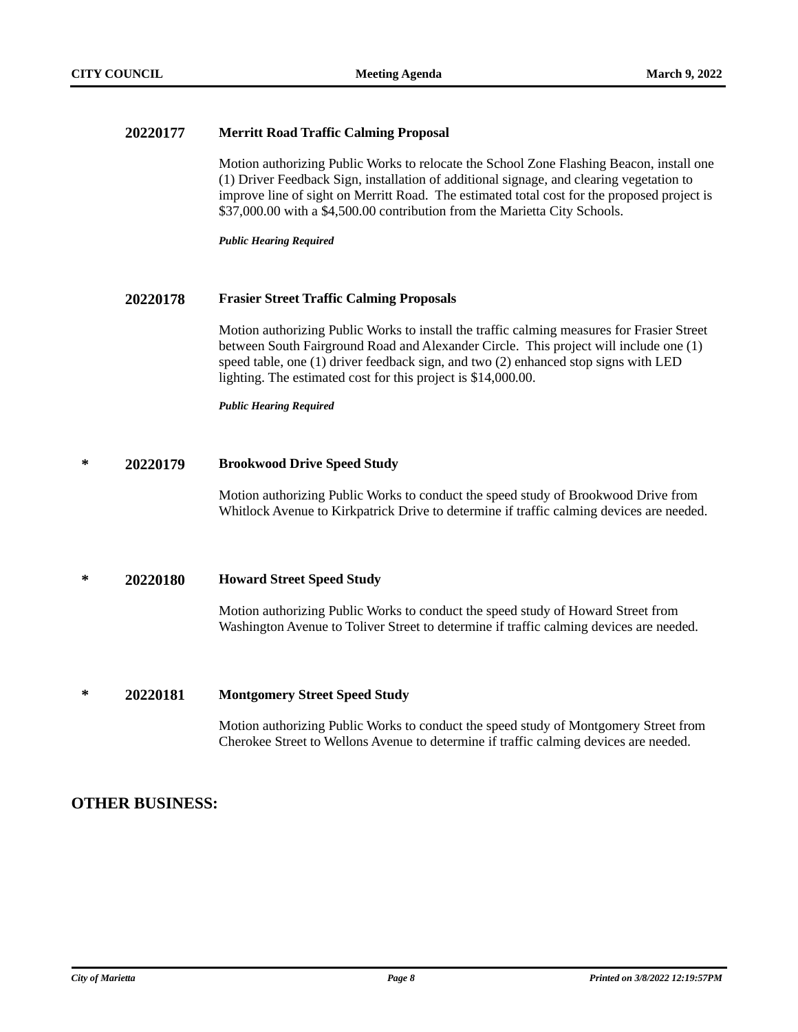**20220177** **Merritt Road Traffic Calming Proposal**

Motion authorizing Public Works to relocate the School Zone Flashing Beacon, install one (1) Driver Feedback Sign, installation of additional signage, and clearing vegetation to improve line of sight on Merritt Road. The estimated total cost for the proposed project is $37,000.00 with a $4,500.00 contribution from the Marietta City Schools.

***Public Hearing Required***

**20220178** **Frasier Street Traffic Calming Proposals**

Motion authorizing Public Works to install the traffic calming measures for Frasier Street between South Fairground Road and Alexander Circle. This project will include one (1) speed table, one (1) driver feedback sign, and two (2) enhanced stop signs with LED lighting. The estimated cost for this project is $14,000.00.

***Public Hearing Required***

\* **20220179** **Brookwood Drive Speed Study**

Motion authorizing Public Works to conduct the speed study of Brookwood Drive from Whitlock Avenue to Kirkpatrick Drive to determine if traffic calming devices are needed.

\* **20220180** **Howard Street Speed Study**

Motion authorizing Public Works to conduct the speed study of Howard Street from Washington Avenue to Toliver Street to determine if traffic calming devices are needed.

\* **20220181** **Montgomery Street Speed Study**

Motion authorizing Public Works to conduct the speed study of Montgomery Street from Cherokee Street to Wellons Avenue to determine if traffic calming devices are needed.

## OTHER BUSINESS: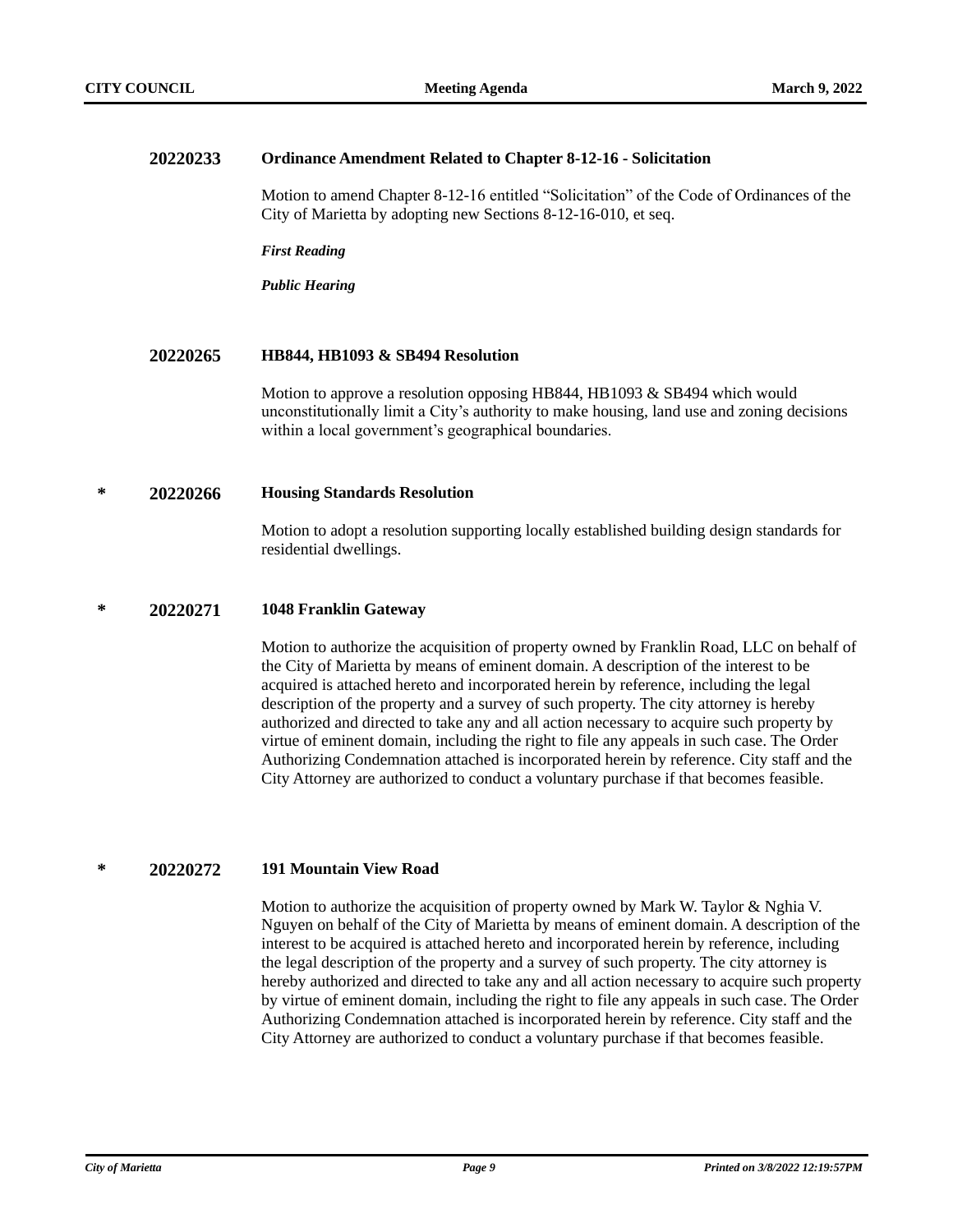**20220233** **Ordinance Amendment Related to Chapter 8-12-16 - Solicitation**

Motion to amend Chapter 8-12-16 entitled "Solicitation" of the Code of Ordinances of the City of Marietta by adopting new Sections 8-12-16-010, et seq.

***First Reading***

***Public Hearing***

**20220265** **HB844, HB1093 & SB494 Resolution**

Motion to approve a resolution opposing HB844, HB1093 & SB494 which would unconstitutionally limit a City's authority to make housing, land use and zoning decisions within a local government's geographical boundaries.

\* **20220266** **Housing Standards Resolution**

Motion to adopt a resolution supporting locally established building design standards for residential dwellings.

\* **20220271** **1048 Franklin Gateway**

Motion to authorize the acquisition of property owned by Franklin Road, LLC on behalf of the City of Marietta by means of eminent domain. A description of the interest to be acquired is attached hereto and incorporated herein by reference, including the legal description of the property and a survey of such property. The city attorney is hereby authorized and directed to take any and all action necessary to acquire such property by virtue of eminent domain, including the right to file any appeals in such case. The Order Authorizing Condemnation attached is incorporated herein by reference. City staff and the City Attorney are authorized to conduct a voluntary purchase if that becomes feasible.

\* **20220272** **191 Mountain View Road**

Motion to authorize the acquisition of property owned by Mark W. Taylor & Nghia V. Nguyen on behalf of the City of Marietta by means of eminent domain. A description of the interest to be acquired is attached hereto and incorporated herein by reference, including the legal description of the property and a survey of such property. The city attorney is hereby authorized and directed to take any and all action necessary to acquire such property by virtue of eminent domain, including the right to file any appeals in such case. The Order Authorizing Condemnation attached is incorporated herein by reference. City staff and the City Attorney are authorized to conduct a voluntary purchase if that becomes feasible.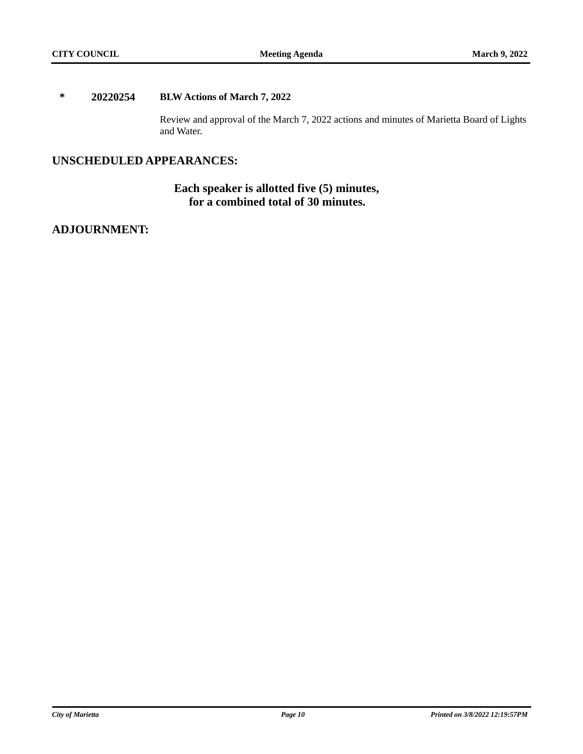* **20220254** **BLW Actions of March 7, 2022**

Review and approval of the March 7, 2022 actions and minutes of Marietta Board of Lights and Water.

## UNSCHEDULED APPEARANCES:

**Each speaker is allotted five (5) minutes,
for a combined total of 30 minutes.**

## ADJOURNMENT: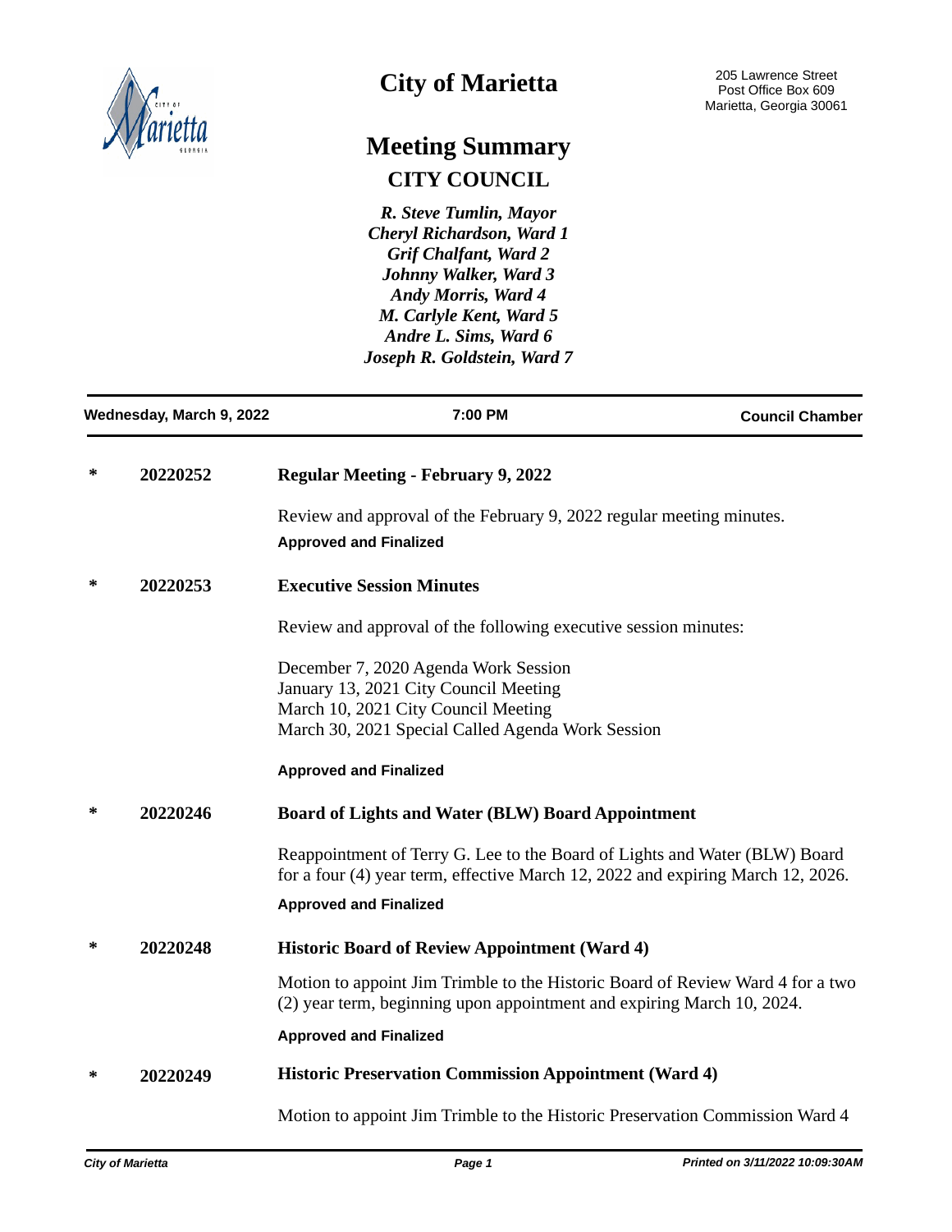# City of Marietta

205 Lawrence Street
Post Office Box 609
Marietta, Georgia 30061

## Meeting Summary

### CITY COUNCIL

*R. Steve Tumlin, Mayor*
*Cheryl Richardson, Ward 1*
*Grif Chalfant, Ward 2*
*Johnny Walker, Ward 3*
*Andy Morris, Ward 4*
*M. Carlyle Kent, Ward 5*
*Andre L. Sims, Ward 6*
*Joseph R. Goldstein, Ward 7*

**Wednesday, March 9, 2022** | **7:00 PM** | **Council Chamber**

---

\* **20220252** **Regular Meeting - February 9, 2022**

Review and approval of the February 9, 2022 regular meeting minutes.

**Approved and Finalized**

\* **20220253** **Executive Session Minutes**

Review and approval of the following executive session minutes:

December 7, 2020 Agenda Work Session
January 13, 2021 City Council Meeting
March 10, 2021 City Council Meeting
March 30, 2021 Special Called Agenda Work Session

**Approved and Finalized**

\* **20220246** **Board of Lights and Water (BLW) Board Appointment**

Reappointment of Terry G. Lee to the Board of Lights and Water (BLW) Board for a four (4) year term, effective March 12, 2022 and expiring March 12, 2026.

**Approved and Finalized**

\* **20220248** **Historic Board of Review Appointment (Ward 4)**

Motion to appoint Jim Trimble to the Historic Board of Review Ward 4 for a two (2) year term, beginning upon appointment and expiring March 10, 2024.

**Approved and Finalized**

\* **20220249** **Historic Preservation Commission Appointment (Ward 4)**

Motion to appoint Jim Trimble to the Historic Preservation Commission Ward 4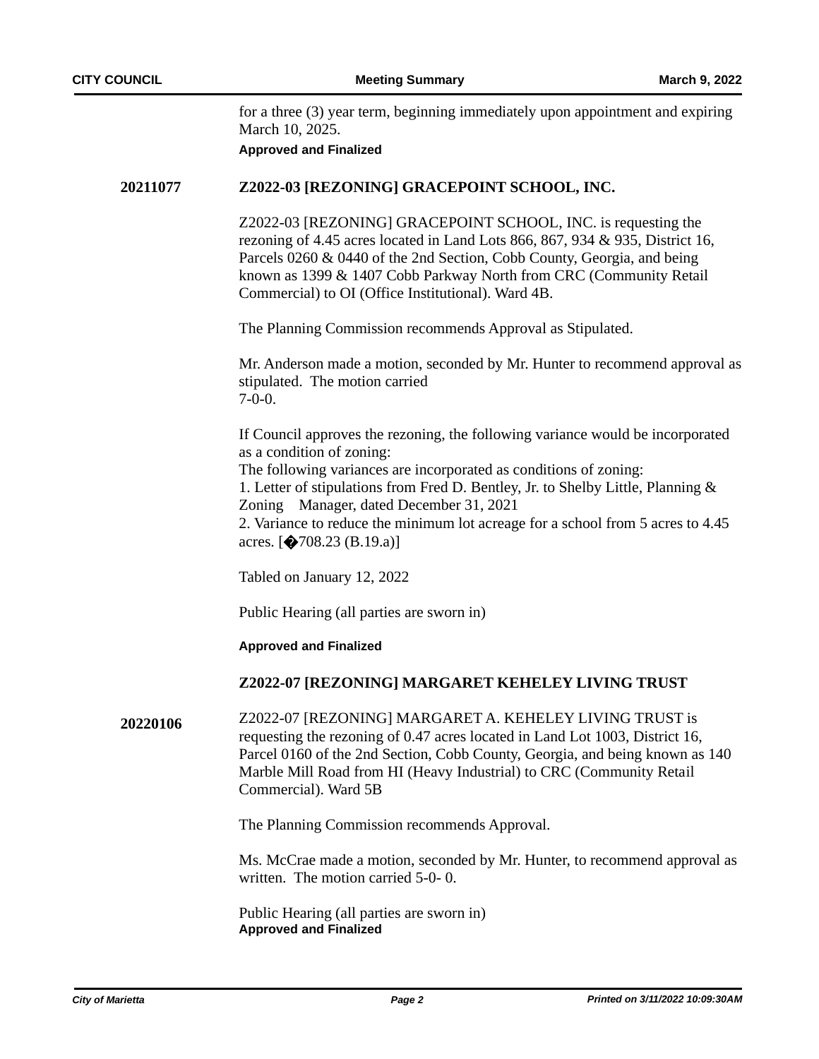for a three (3) year term, beginning immediately upon appointment and expiring March 10, 2025.

**Approved and Finalized**

**20211077** **Z2022-03 [REZONING] GRACEPOINT SCHOOL, INC.**

Z2022-03 [REZONING] GRACEPOINT SCHOOL, INC. is requesting the rezoning of 4.45 acres located in Land Lots 866, 867, 934 & 935, District 16, Parcels 0260 & 0440 of the 2nd Section, Cobb County, Georgia, and being known as 1399 & 1407 Cobb Parkway North from CRC (Community Retail Commercial) to OI (Office Institutional). Ward 4B.

The Planning Commission recommends Approval as Stipulated.

Mr. Anderson made a motion, seconded by Mr. Hunter to recommend approval as stipulated. The motion carried
7-0-0.

If Council approves the rezoning, the following variance would be incorporated as a condition of zoning:
The following variances are incorporated as conditions of zoning:
1. Letter of stipulations from Fred D. Bentley, Jr. to Shelby Little, Planning & Zoning Manager, dated December 31, 2021
2. Variance to reduce the minimum lot acreage for a school from 5 acres to 4.45 acres. [�708.23 (B.19.a)]

Tabled on January 12, 2022

Public Hearing (all parties are sworn in)

**Approved and Finalized**

**Z2022-07 [REZONING] MARGARET KEHELEY LIVING TRUST**

**20220106**

Z2022-07 [REZONING] MARGARET A. KEHELEY LIVING TRUST is requesting the rezoning of 0.47 acres located in Land Lot 1003, District 16, Parcel 0160 of the 2nd Section, Cobb County, Georgia, and being known as 140 Marble Mill Road from HI (Heavy Industrial) to CRC (Community Retail Commercial). Ward 5B

The Planning Commission recommends Approval.

Ms. McCrae made a motion, seconded by Mr. Hunter, to recommend approval as written. The motion carried 5-0- 0.

Public Hearing (all parties are sworn in)

**Approved and Finalized**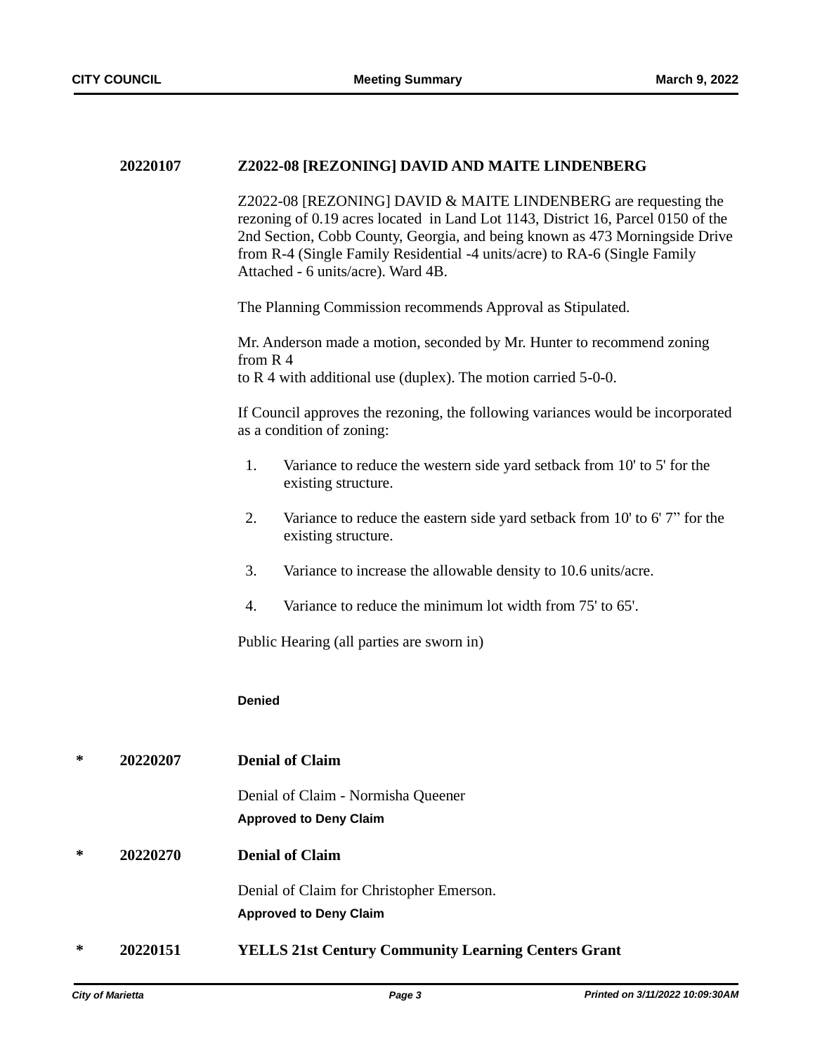**20220107 Z2022-08 [REZONING] DAVID AND MAITE LINDENBERG**

Z2022-08 [REZONING] DAVID & MAITE LINDENBERG are requesting the rezoning of 0.19 acres located in Land Lot 1143, District 16, Parcel 0150 of the 2nd Section, Cobb County, Georgia, and being known as 473 Morningside Drive from R-4 (Single Family Residential -4 units/acre) to RA-6 (Single Family Attached - 6 units/acre). Ward 4B.

The Planning Commission recommends Approval as Stipulated.

Mr. Anderson made a motion, seconded by Mr. Hunter to recommend zoning from R 4
to R 4 with additional use (duplex). The motion carried 5-0-0.

If Council approves the rezoning, the following variances would be incorporated as a condition of zoning:

1. Variance to reduce the western side yard setback from 10' to 5' for the existing structure.
2. Variance to reduce the eastern side yard setback from 10' to 6' 7" for the existing structure.
3. Variance to increase the allowable density to 10.6 units/acre.
4. Variance to reduce the minimum lot width from 75' to 65'.

Public Hearing (all parties are sworn in)

**Denied**

\* **20220207 Denial of Claim**

Denial of Claim - Normisha Queener

**Approved to Deny Claim**

\* **20220270 Denial of Claim**

Denial of Claim for Christopher Emerson.

**Approved to Deny Claim**

\* **20220151 YELLS 21st Century Community Learning Centers Grant**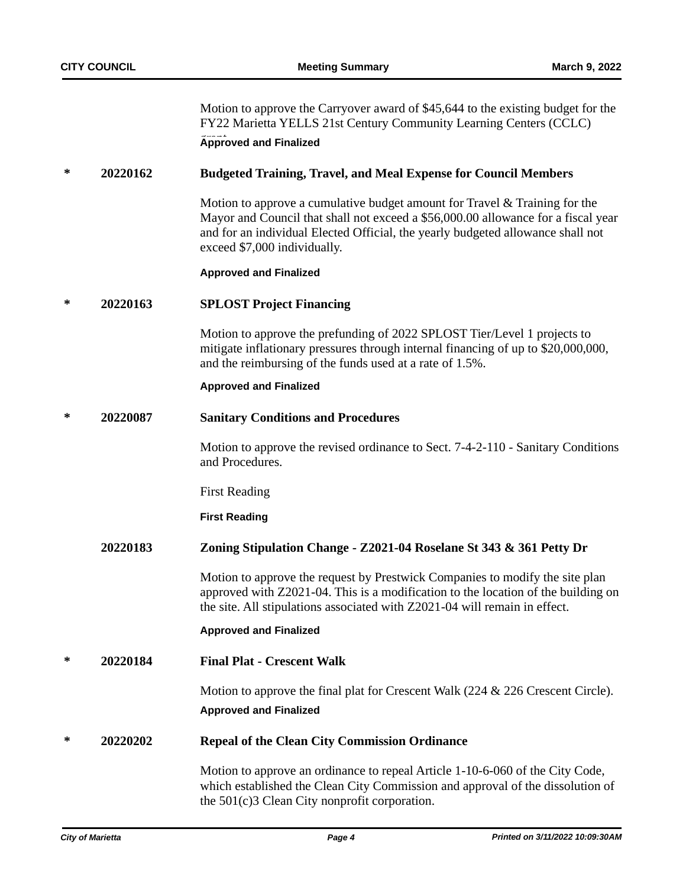Motion to approve the Carryover award of $45,644 to the existing budget for the FY22 Marietta YELLS 21st Century Community Learning Centers (CCLC) Grant

**Approved and Finalized**

| | | |
|---|---|---|
| * | 20220162 | **Budgeted Training, Travel, and Meal Expense for Council Members** |

Motion to approve a cumulative budget amount for Travel & Training for the Mayor and Council that shall not exceed a $56,000.00 allowance for a fiscal year and for an individual Elected Official, the yearly budgeted allowance shall not exceed $7,000 individually.

**Approved and Finalized**

| | | |
|---|---|---|
| * | 20220163 | **SPLOST Project Financing** |

Motion to approve the prefunding of 2022 SPLOST Tier/Level 1 projects to mitigate inflationary pressures through internal financing of up to $20,000,000, and the reimbursing of the funds used at a rate of 1.5%.

**Approved and Finalized**

| | | |
|---|---|---|
| * | 20220087 | **Sanitary Conditions and Procedures** |

Motion to approve the revised ordinance to Sect. 7-4-2-110 - Sanitary Conditions and Procedures.

First Reading

**First Reading**

| | | |
|---|---|---|
| | 20220183 | **Zoning Stipulation Change - Z2021-04 Roselane St 343 & 361 Petty Dr** |

Motion to approve the request by Prestwick Companies to modify the site plan approved with Z2021-04. This is a modification to the location of the building on the site. All stipulations associated with Z2021-04 will remain in effect.

**Approved and Finalized**

| | | |
|---|---|---|
| * | 20220184 | **Final Plat - Crescent Walk** |

Motion to approve the final plat for Crescent Walk (224 & 226 Crescent Circle).

**Approved and Finalized**

| | | |
|---|---|---|
| * | 20220202 | **Repeal of the Clean City Commission Ordinance** |

Motion to approve an ordinance to repeal Article 1-10-6-060 of the City Code, which established the Clean City Commission and approval of the dissolution of the 501(c)3 Clean City nonprofit corporation.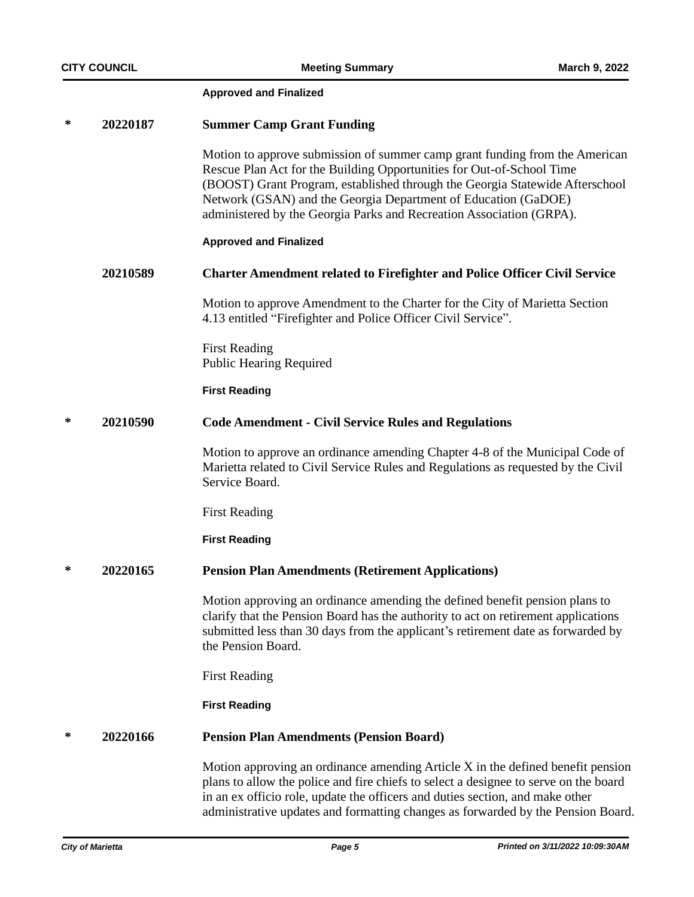**Approved and Finalized**

**\* 20220187 Summer Camp Grant Funding**

Motion to approve submission of summer camp grant funding from the American Rescue Plan Act for the Building Opportunities for Out-of-School Time (BOOST) Grant Program, established through the Georgia Statewide Afterschool Network (GSAN) and the Georgia Department of Education (GaDOE) administered by the Georgia Parks and Recreation Association (GRPA).

**Approved and Finalized**

**20210589 Charter Amendment related to Firefighter and Police Officer Civil Service**

Motion to approve Amendment to the Charter for the City of Marietta Section 4.13 entitled "Firefighter and Police Officer Civil Service".

First Reading
Public Hearing Required

**First Reading**

**\* 20210590 Code Amendment - Civil Service Rules and Regulations**

Motion to approve an ordinance amending Chapter 4-8 of the Municipal Code of Marietta related to Civil Service Rules and Regulations as requested by the Civil Service Board.

First Reading

**First Reading**

**\* 20220165 Pension Plan Amendments (Retirement Applications)**

Motion approving an ordinance amending the defined benefit pension plans to clarify that the Pension Board has the authority to act on retirement applications submitted less than 30 days from the applicant's retirement date as forwarded by the Pension Board.

First Reading

**First Reading**

**\* 20220166 Pension Plan Amendments (Pension Board)**

Motion approving an ordinance amending Article X in the defined benefit pension plans to allow the police and fire chiefs to select a designee to serve on the board in an ex officio role, update the officers and duties section, and make other administrative updates and formatting changes as forwarded by the Pension Board.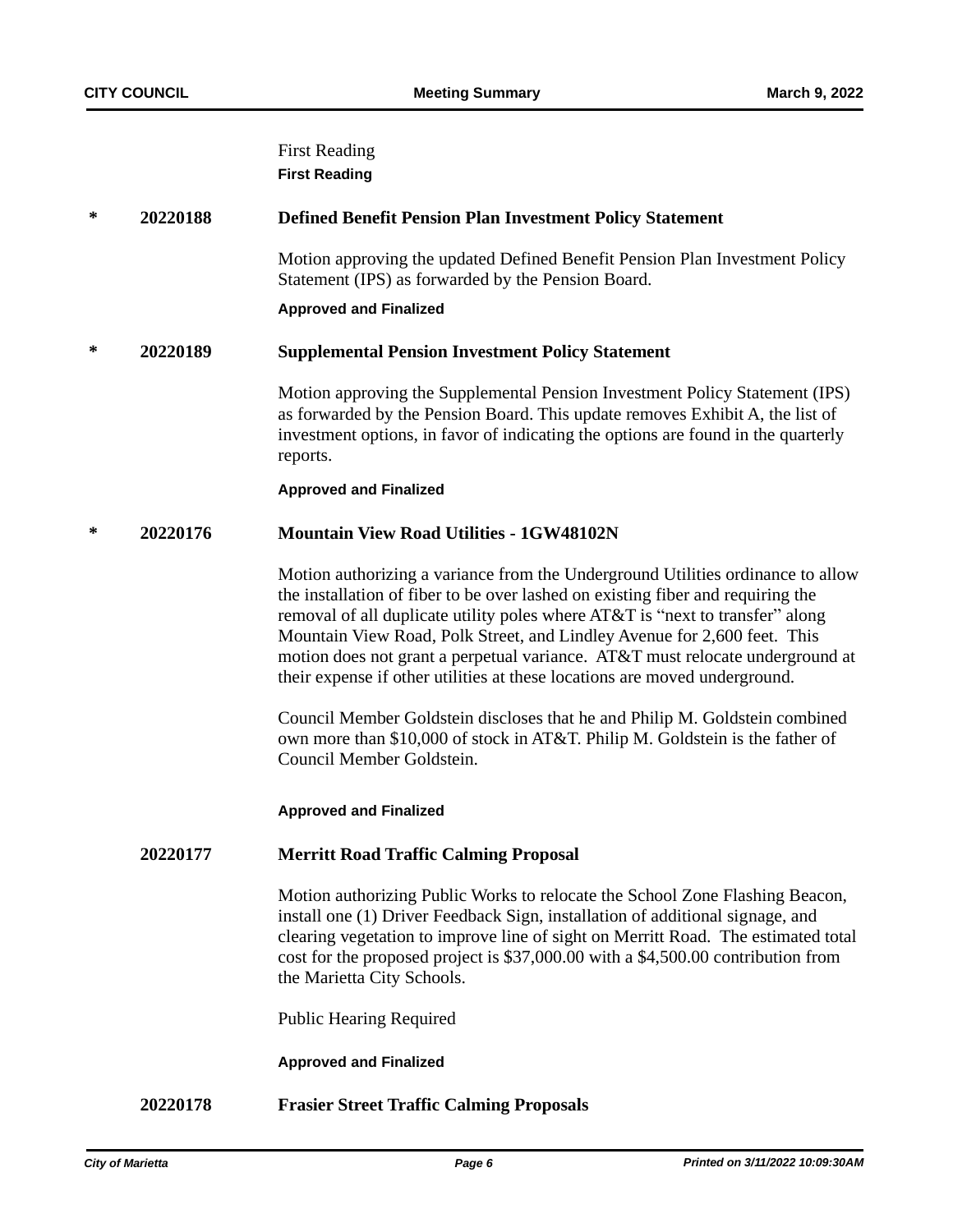First Reading

**First Reading**

**\* 20220188 Defined Benefit Pension Plan Investment Policy Statement**

Motion approving the updated Defined Benefit Pension Plan Investment Policy Statement (IPS) as forwarded by the Pension Board.

**Approved and Finalized**

**\* 20220189 Supplemental Pension Investment Policy Statement**

Motion approving the Supplemental Pension Investment Policy Statement (IPS) as forwarded by the Pension Board. This update removes Exhibit A, the list of investment options, in favor of indicating the options are found in the quarterly reports.

**Approved and Finalized**

**\* 20220176 Mountain View Road Utilities - 1GW48102N**

Motion authorizing a variance from the Underground Utilities ordinance to allow the installation of fiber to be over lashed on existing fiber and requiring the removal of all duplicate utility poles where AT&T is "next to transfer" along Mountain View Road, Polk Street, and Lindley Avenue for 2,600 feet. This motion does not grant a perpetual variance. AT&T must relocate underground at their expense if other utilities at these locations are moved underground.

Council Member Goldstein discloses that he and Philip M. Goldstein combined own more than $10,000 of stock in AT&T. Philip M. Goldstein is the father of Council Member Goldstein.

**Approved and Finalized**

**20220177 Merritt Road Traffic Calming Proposal**

Motion authorizing Public Works to relocate the School Zone Flashing Beacon, install one (1) Driver Feedback Sign, installation of additional signage, and clearing vegetation to improve line of sight on Merritt Road. The estimated total cost for the proposed project is $37,000.00 with a $4,500.00 contribution from the Marietta City Schools.

Public Hearing Required

**Approved and Finalized**

**20220178 Frasier Street Traffic Calming Proposals**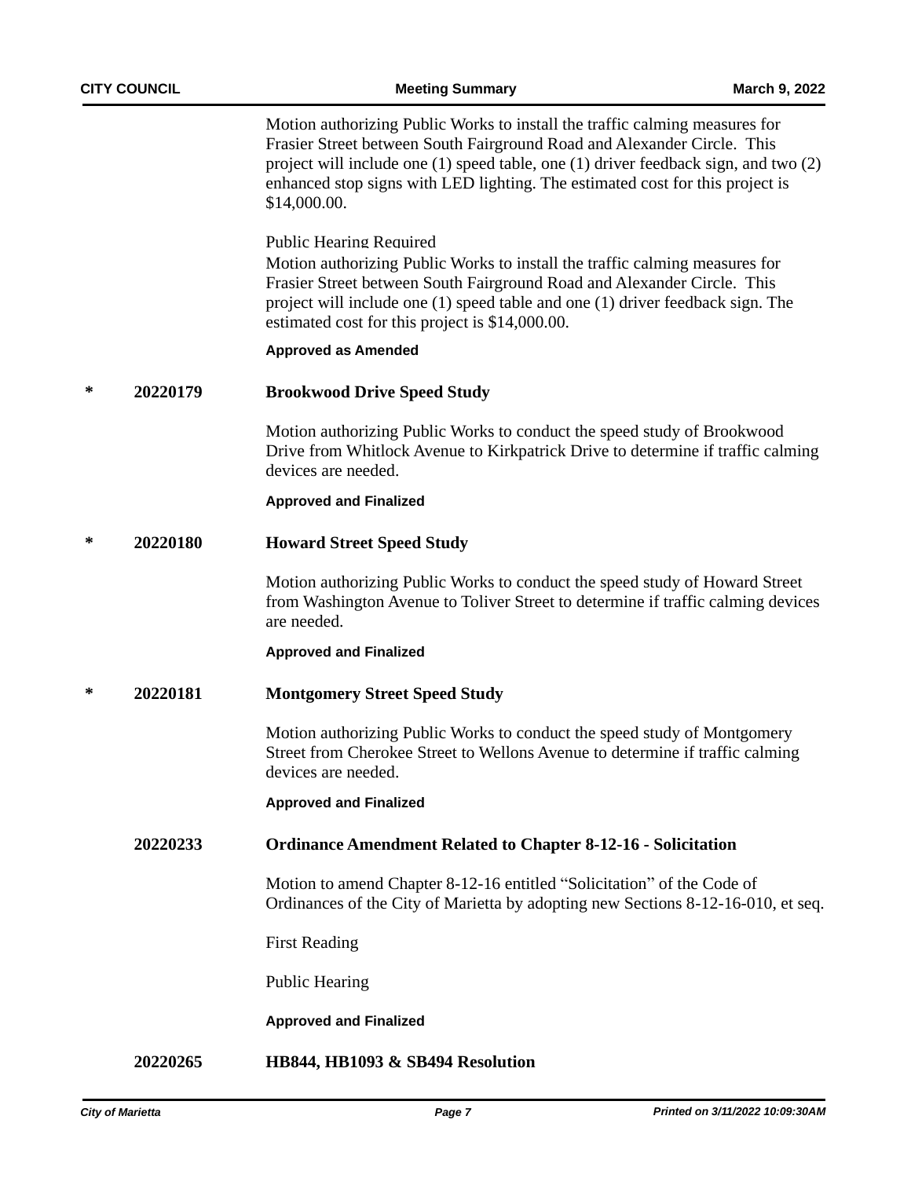Motion authorizing Public Works to install the traffic calming measures for Frasier Street between South Fairground Road and Alexander Circle. This project will include one (1) speed table, one (1) driver feedback sign, and two (2) enhanced stop signs with LED lighting. The estimated cost for this project is $14,000.00.

Public Hearing Required

Motion authorizing Public Works to install the traffic calming measures for Frasier Street between South Fairground Road and Alexander Circle. This project will include one (1) speed table and one (1) driver feedback sign. The estimated cost for this project is $14,000.00.

**Approved as Amended**

**\* 20220179 Brookwood Drive Speed Study**

Motion authorizing Public Works to conduct the speed study of Brookwood Drive from Whitlock Avenue to Kirkpatrick Drive to determine if traffic calming devices are needed.

**Approved and Finalized**

**\* 20220180 Howard Street Speed Study**

Motion authorizing Public Works to conduct the speed study of Howard Street from Washington Avenue to Toliver Street to determine if traffic calming devices are needed.

**Approved and Finalized**

**\* 20220181 Montgomery Street Speed Study**

Motion authorizing Public Works to conduct the speed study of Montgomery Street from Cherokee Street to Wellons Avenue to determine if traffic calming devices are needed.

**Approved and Finalized**

**20220233 Ordinance Amendment Related to Chapter 8-12-16 - Solicitation**

Motion to amend Chapter 8-12-16 entitled "Solicitation" of the Code of Ordinances of the City of Marietta by adopting new Sections 8-12-16-010, et seq.

First Reading

Public Hearing

**Approved and Finalized**

**20220265 HB844, HB1093 & SB494 Resolution**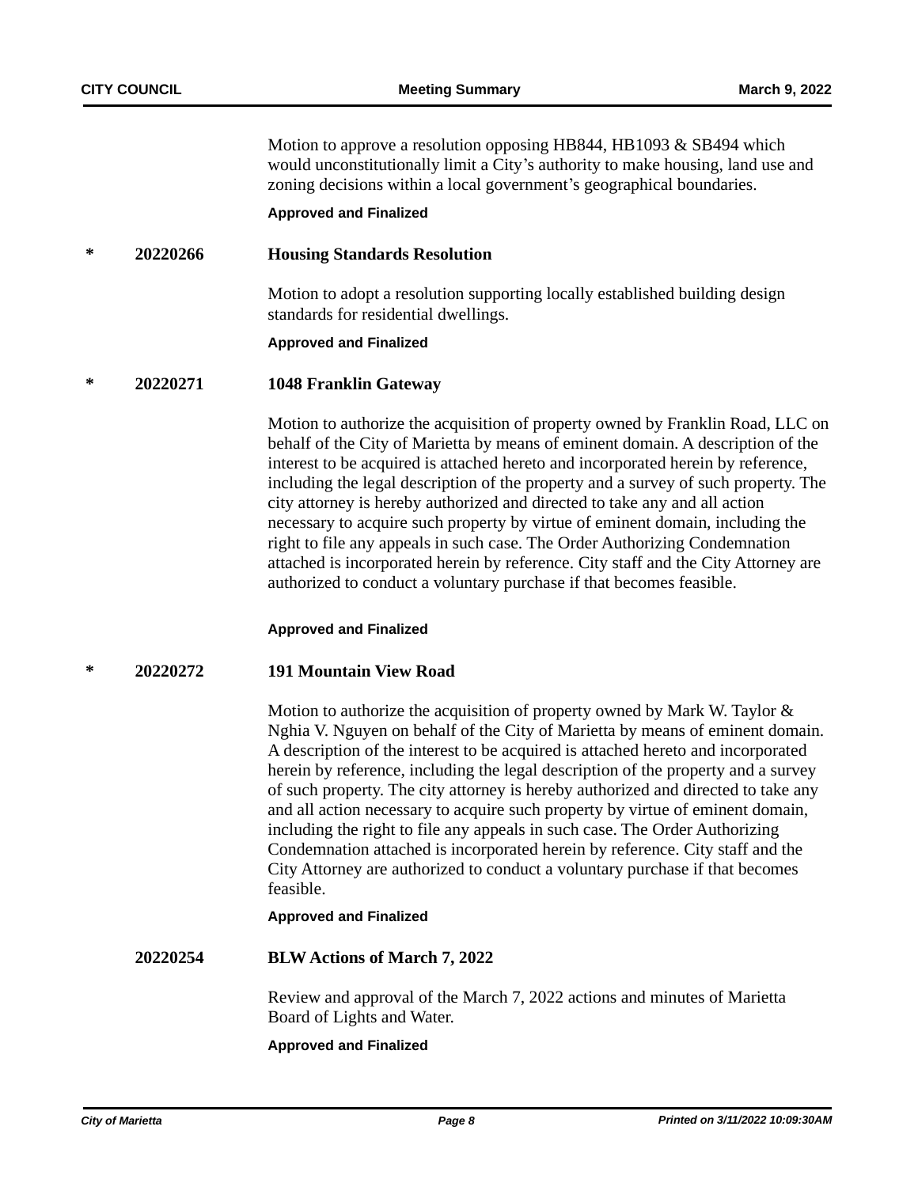Motion to approve a resolution opposing HB844, HB1093 & SB494 which would unconstitutionally limit a City’s authority to make housing, land use and zoning decisions within a local government’s geographical boundaries.

**Approved and Finalized**

**\* 20220266 Housing Standards Resolution**

Motion to adopt a resolution supporting locally established building design standards for residential dwellings.

**Approved and Finalized**

**\* 20220271 1048 Franklin Gateway**

Motion to authorize the acquisition of property owned by Franklin Road, LLC on behalf of the City of Marietta by means of eminent domain. A description of the interest to be acquired is attached hereto and incorporated herein by reference, including the legal description of the property and a survey of such property. The city attorney is hereby authorized and directed to take any and all action necessary to acquire such property by virtue of eminent domain, including the right to file any appeals in such case. The Order Authorizing Condemnation attached is incorporated herein by reference. City staff and the City Attorney are authorized to conduct a voluntary purchase if that becomes feasible.

**Approved and Finalized**

**\* 20220272 191 Mountain View Road**

Motion to authorize the acquisition of property owned by Mark W. Taylor & Nghia V. Nguyen on behalf of the City of Marietta by means of eminent domain. A description of the interest to be acquired is attached hereto and incorporated herein by reference, including the legal description of the property and a survey of such property. The city attorney is hereby authorized and directed to take any and all action necessary to acquire such property by virtue of eminent domain, including the right to file any appeals in such case. The Order Authorizing Condemnation attached is incorporated herein by reference. City staff and the City Attorney are authorized to conduct a voluntary purchase if that becomes feasible.

**Approved and Finalized**

**20220254 BLW Actions of March 7, 2022**

Review and approval of the March 7, 2022 actions and minutes of Marietta Board of Lights and Water.

**Approved and Finalized**